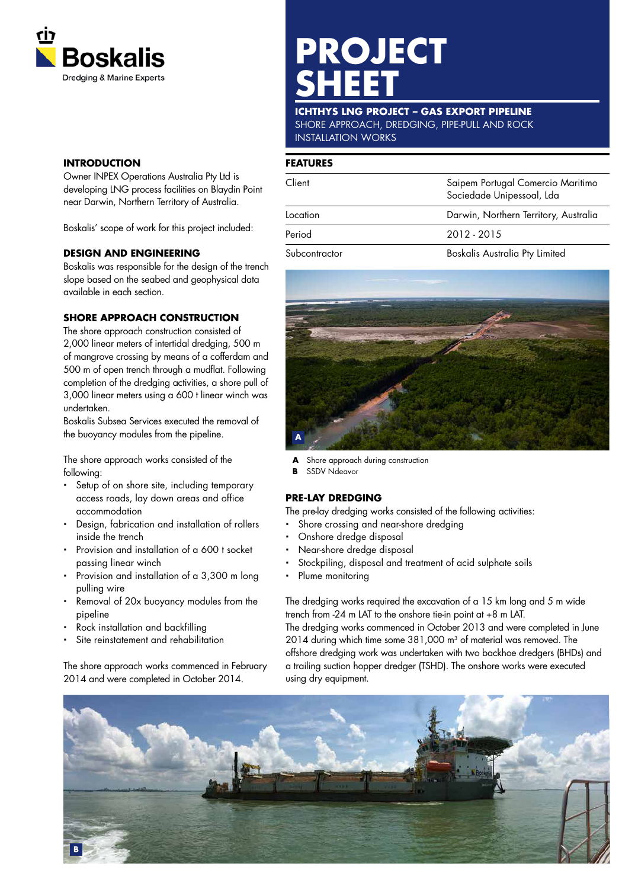Boskalis
Dredging & Marine Experts

# PROJECT SHEET

**ICHTHYS LNG PROJECT – GAS EXPORT PIPELINE**
SHORE APPROACH, DREDGING, PIPE-PULL AND ROCK INSTALLATION WORKS

## INTRODUCTION

Owner INPEX Operations Australia Pty Ltd is developing LNG process facilities on Blaydin Point near Darwin, Northern Territory of Australia.

Boskalis' scope of work for this project included:

## DESIGN AND ENGINEERING

Boskalis was responsible for the design of the trench slope based on the seabed and geophysical data available in each section.

## SHORE APPROACH CONSTRUCTION

The shore approach construction consisted of 2,000 linear meters of intertidal dredging, 500 m of mangrove crossing by means of a cofferdam and 500 m of open trench through a mudflat. Following completion of the dredging activities, a shore pull of 3,000 linear meters using a 600 t linear winch was undertaken.
Boskalis Subsea Services executed the removal of the buoyancy modules from the pipeline.

The shore approach works consisted of the following:

- Setup of on shore site, including temporary access roads, lay down areas and office accommodation
- Design, fabrication and installation of rollers inside the trench
- Provision and installation of a 600 t socket passing linear winch
- Provision and installation of a 3,300 m long pulling wire
- Removal of 20x buoyancy modules from the pipeline
- Rock installation and backfilling
- Site reinstatement and rehabilitation

The shore approach works commenced in February 2014 and were completed in October 2014.

## FEATURES

| | |
|---|---|
| Client | Saipem Portugal Comercio Maritimo Sociedade Unipessoal, Lda |
| Location | Darwin, Northern Territory, Australia |
| Period | 2012 - 2015 |
| Subcontractor | Boskalis Australia Pty Limited |

**A** Shore approach during construction
**B** SSDV Ndeavor

## PRE-LAY DREDGING

The pre-lay dredging works consisted of the following activities:

- Shore crossing and near-shore dredging
- Onshore dredge disposal
- Near-shore dredge disposal
- Stockpiling, disposal and treatment of acid sulphate soils
- Plume monitoring

The dredging works required the excavation of a 15 km long and 5 m wide trench from -24 m LAT to the onshore tie-in point at +8 m LAT.
The dredging works commenced in October 2013 and were completed in June 2014 during which time some 381,000 $m^3$ of material was removed. The offshore dredging work was undertaken with two backhoe dredgers (BHDs) and a trailing suction hopper dredger (TSHD). The onshore works were executed using dry equipment.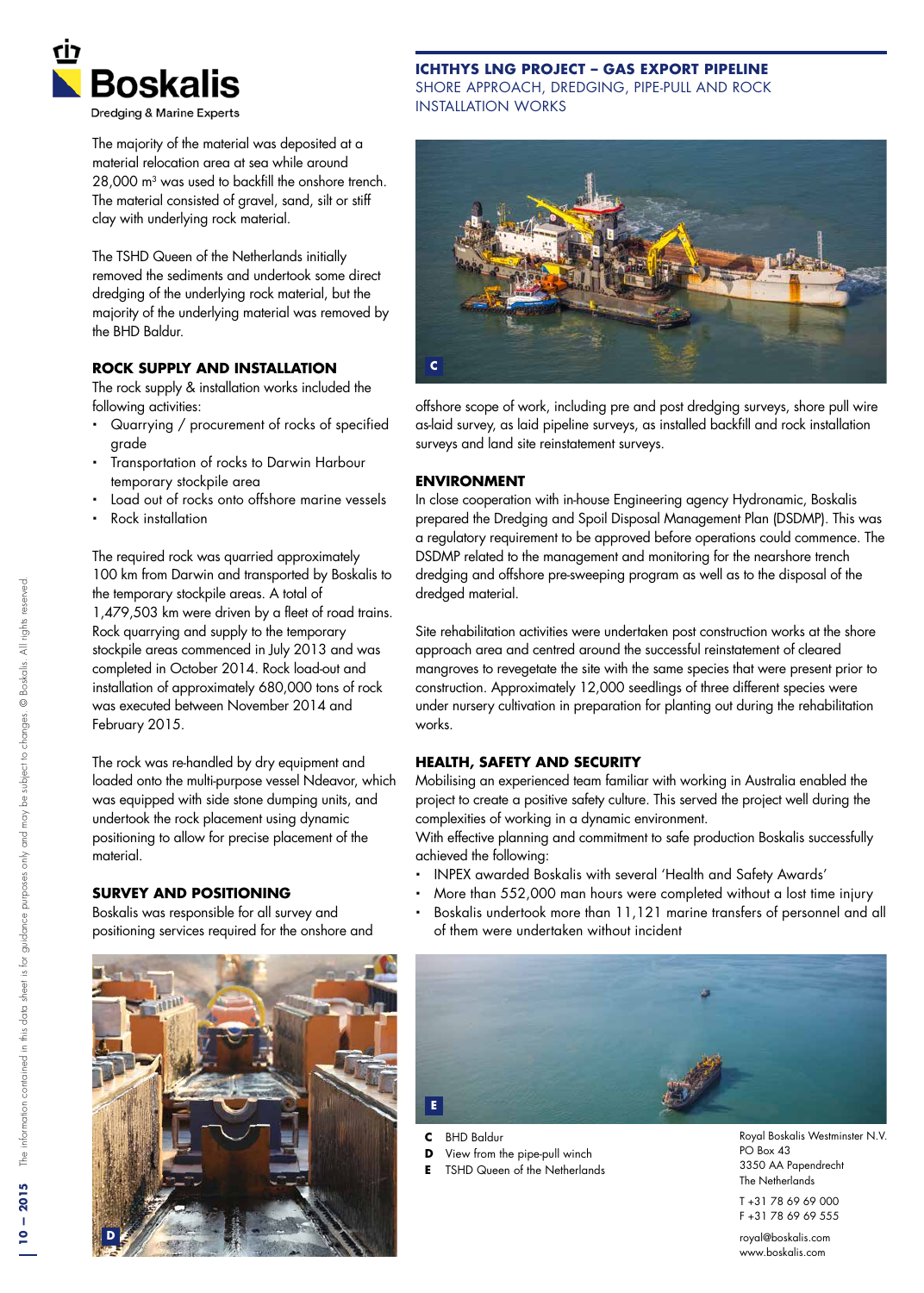# ICHTHYS LNG PROJECT – GAS EXPORT PIPELINE

SHORE APPROACH, DREDGING, PIPE-PULL AND ROCK INSTALLATION WORKS

The majority of the material was deposited at a material relocation area at sea while around 28,000 $m^3$ was used to backfill the onshore trench. The material consisted of gravel, sand, silt or stiff clay with underlying rock material.

The TSHD Queen of the Netherlands initially removed the sediments and undertook some direct dredging of the underlying rock material, but the majority of the underlying material was removed by the BHD Baldur.

## ROCK SUPPLY AND INSTALLATION

The rock supply & installation works included the following activities:

- Quarrying / procurement of rocks of specified grade
- Transportation of rocks to Darwin Harbour temporary stockpile area
- Load out of rocks onto offshore marine vessels
- Rock installation

The required rock was quarried approximately 100 km from Darwin and transported by Boskalis to the temporary stockpile areas. A total of 1,479,503 km were driven by a fleet of road trains. Rock quarrying and supply to the temporary stockpile areas commenced in July 2013 and was completed in October 2014. Rock load-out and installation of approximately 680,000 tons of rock was executed between November 2014 and February 2015.

The rock was re-handled by dry equipment and loaded onto the multi-purpose vessel Ndeavor, which was equipped with side stone dumping units, and undertook the rock placement using dynamic positioning to allow for precise placement of the material.

## SURVEY AND POSITIONING

Boskalis was responsible for all survey and positioning services required for the onshore and offshore scope of work, including pre and post dredging surveys, shore pull wire as-laid survey, as laid pipeline surveys, as installed backfill and rock installation surveys and land site reinstatement surveys.

## ENVIRONMENT

In close cooperation with in-house Engineering agency Hydronamic, Boskalis prepared the Dredging and Spoil Disposal Management Plan (DSDMP). This was a regulatory requirement to be approved before operations could commence. The DSDMP related to the management and monitoring for the nearshore trench dredging and offshore pre-sweeping program as well as to the disposal of the dredged material.

Site rehabilitation activities were undertaken post construction works at the shore approach area and centred around the successful reinstatement of cleared mangroves to revegetate the site with the same species that were present prior to construction. Approximately 12,000 seedlings of three different species were under nursery cultivation in preparation for planting out during the rehabilitation works.

## HEALTH, SAFETY AND SECURITY

Mobilising an experienced team familiar with working in Australia enabled the project to create a positive safety culture. This served the project well during the complexities of working in a dynamic environment.

With effective planning and commitment to safe production Boskalis successfully achieved the following:

- INPEX awarded Boskalis with several 'Health and Safety Awards'
- More than 552,000 man hours were completed without a lost time injury
- Boskalis undertook more than 11,121 marine transfers of personnel and all of them were undertaken without incident

**C** BHD Baldur
**D** View from the pipe-pull winch
**E** TSHD Queen of the Netherlands

Royal Boskalis Westminster N.V.
PO Box 43
3350 AA Papendrecht
The Netherlands

T +31 78 69 69 000
F +31 78 69 69 555

royal@boskalis.com
www.boskalis.com

The information contained in this data sheet is for guidance purposes only and may be subject to changes. © Boskalis. All rights reserved.